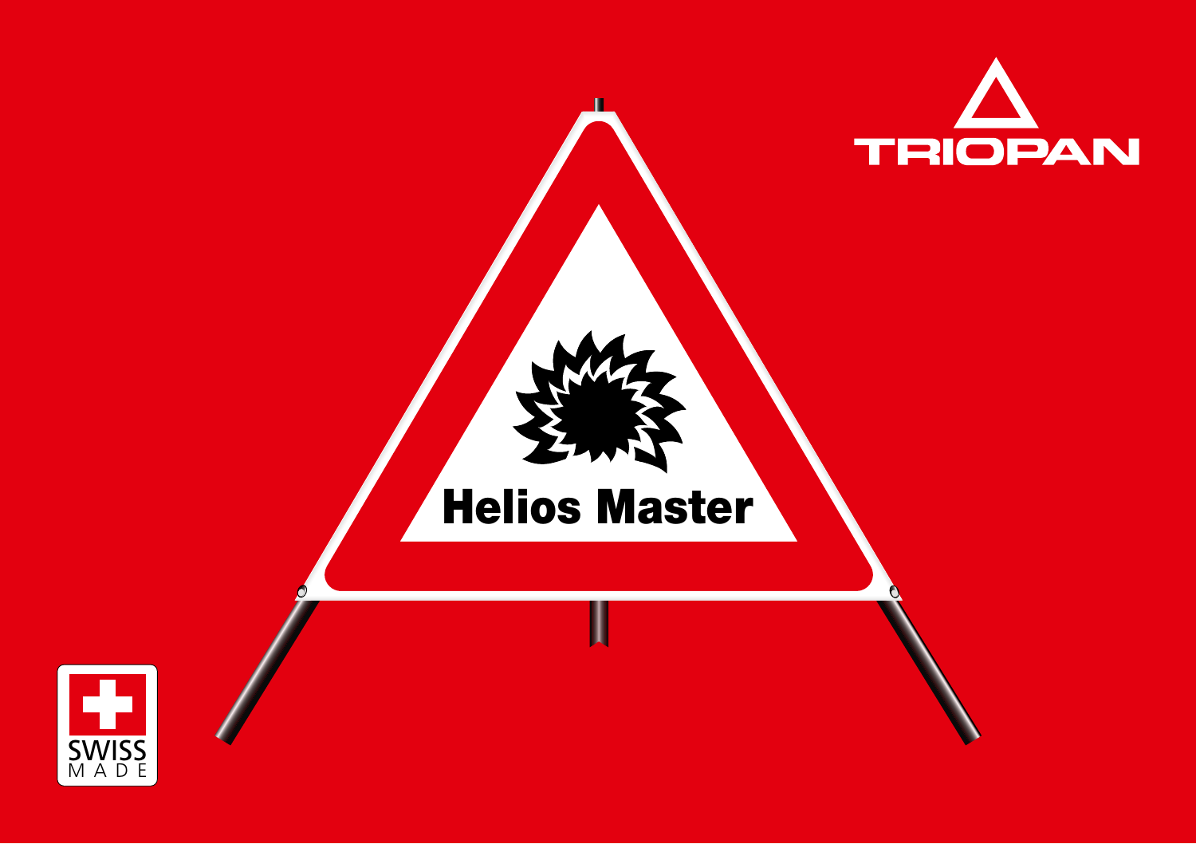TRIOPAN

# Helios Master

SWISS MADE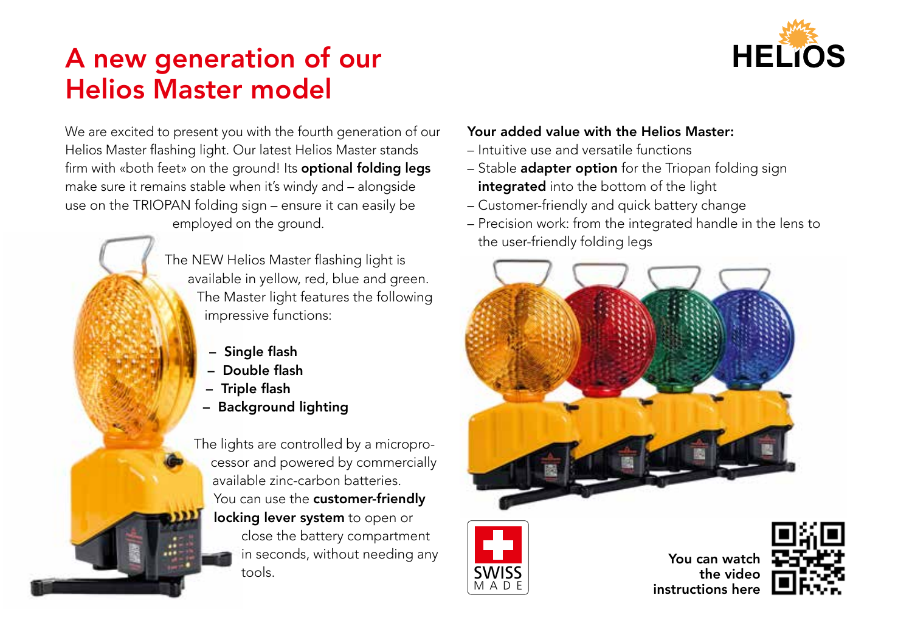# A new generation of our Helios Master model

HELIOS

We are excited to present you with the fourth generation of our Helios Master flashing light. Our latest Helios Master stands firm with «both feet» on the ground! Its **optional folding legs** make sure it remains stable when it's windy and – alongside use on the TRIOPAN folding sign – ensure it can easily be employed on the ground.

The NEW Helios Master flashing light is available in yellow, red, blue and green. The Master light features the following impressive functions:

- **Single flash**
- **Double flash**
- **Triple flash**
- **Background lighting**

The lights are controlled by a microprocessor and powered by commercially available zinc-carbon batteries. You can use the **customer-friendly locking lever system** to open or close the battery compartment in seconds, without needing any tools.

**Your added value with the Helios Master:**

- Intuitive use and versatile functions
- Stable **adapter option** for the Triopan folding sign **integrated** into the bottom of the light
- Customer-friendly and quick battery change
- Precision work: from the integrated handle in the lens to the user-friendly folding legs

SWISS MADE

**You can watch the video instructions here**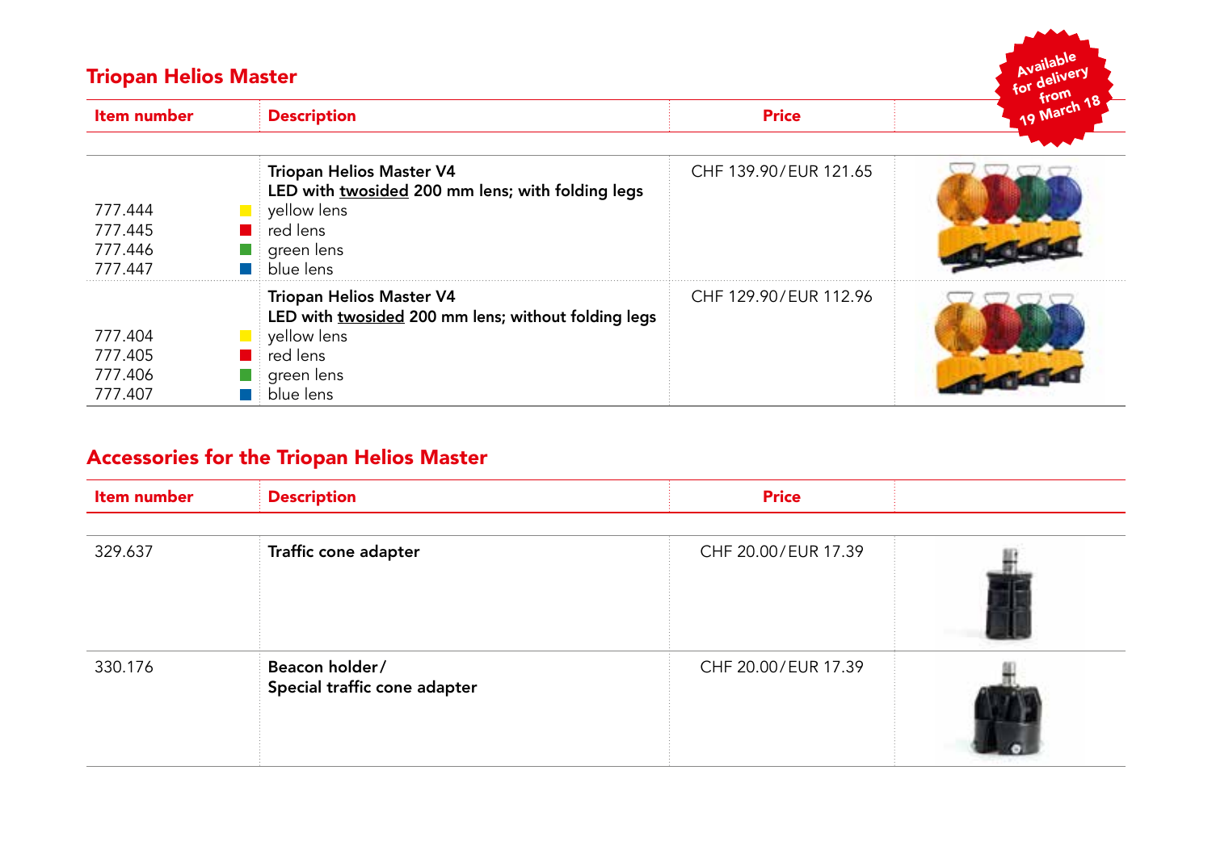## Triopan Helios Master

Available for delivery from 19 March 18

| Item number | | Description | Price | |
|---|---|---|---|---|
| | | **Triopan Helios Master V4** **LED with <u>twosided</u> 200 mm lens; with folding legs** | CHF 139.90 / EUR 121.65 | |
| 777.444 | | yellow lens | | |
| 777.445 | | red lens | | |
| 777.446 | | green lens | | |
| 777.447 | | blue lens | | |
| | | **Triopan Helios Master V4** **LED with <u>twosided</u> 200 mm lens; without folding legs** | CHF 129.90 / EUR 112.96 | |
| 777.404 | | yellow lens | | |
| 777.405 | | red lens | | |
| 777.406 | | green lens | | |
| 777.407 | | blue lens | | |

## Accessories for the Triopan Helios Master

| Item number | Description | Price | |
|---|---|---|---|
| 329.637 | **Traffic cone adapter** | CHF 20.00 / EUR 17.39 | |
| 330.176 | **Beacon holder / Special traffic cone adapter** | CHF 20.00 / EUR 17.39 | |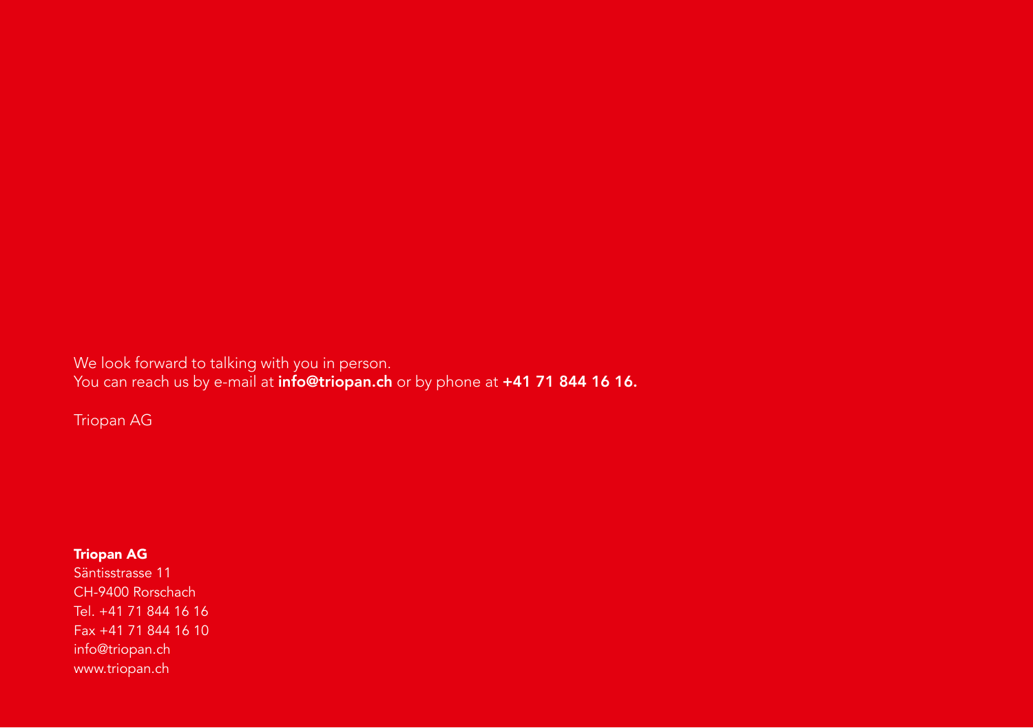We look forward to talking with you in person.
You can reach us by e-mail at **info@triopan.ch** or by phone at **+41 71 844 16 16.**

Triopan AG

**Triopan AG**
Säntisstrasse 11
CH-9400 Rorschach
Tel. +41 71 844 16 16
Fax +41 71 844 16 10
info@triopan.ch
www.triopan.ch